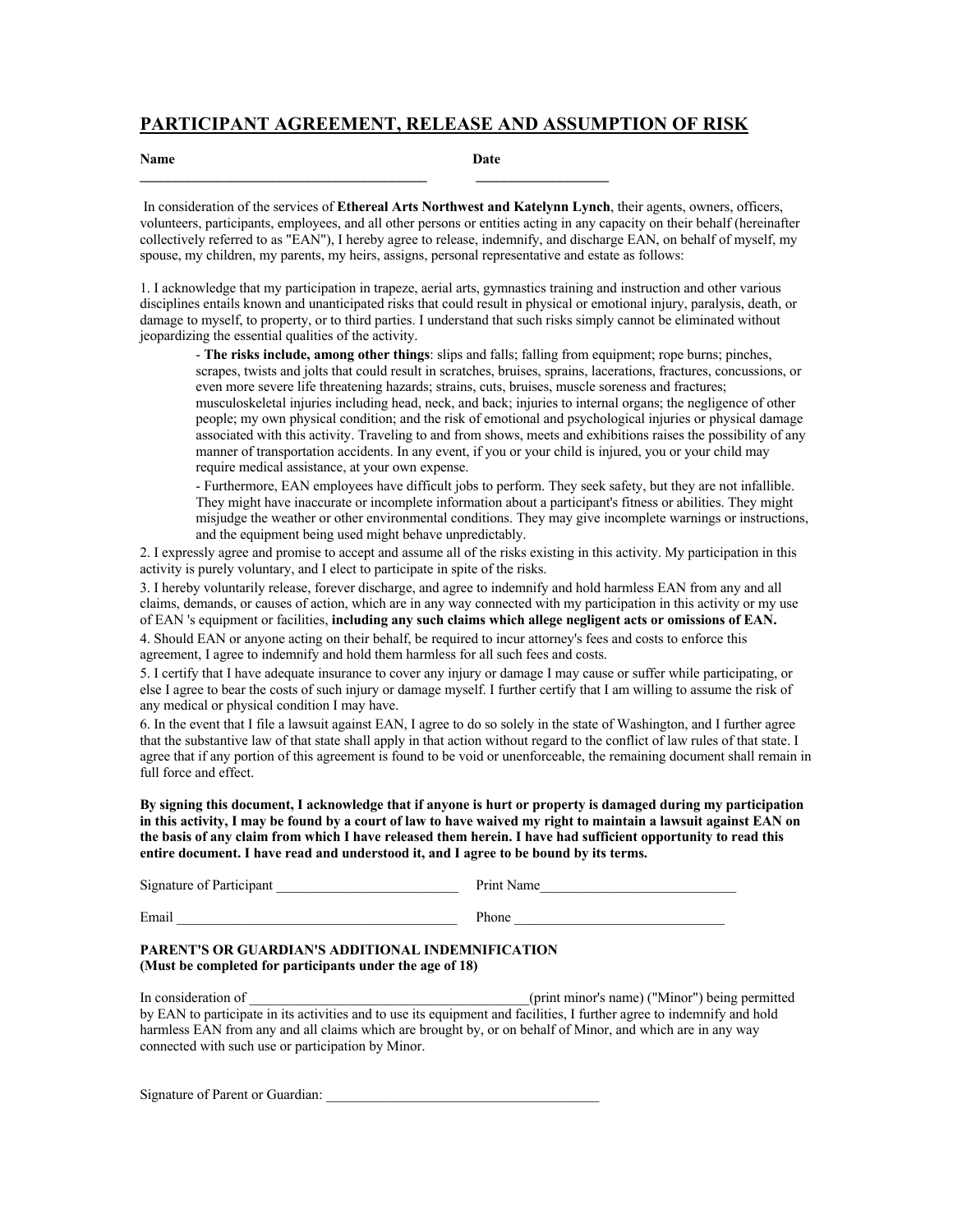# PARTICIPANT AGREEMENT, RELEASE AND ASSUMPTION OF RISK

**Name** ________________________________________ **Date** __________________

In consideration of the services of **Ethereal Arts Northwest and Katelynn Lynch**, their agents, owners, officers, volunteers, participants, employees, and all other persons or entities acting in any capacity on their behalf (hereinafter collectively referred to as "EAN"), I hereby agree to release, indemnify, and discharge EAN, on behalf of myself, my spouse, my children, my parents, my heirs, assigns, personal representative and estate as follows:

1. I acknowledge that my participation in trapeze, aerial arts, gymnastics training and instruction and other various disciplines entails known and unanticipated risks that could result in physical or emotional injury, paralysis, death, or damage to myself, to property, or to third parties. I understand that such risks simply cannot be eliminated without jeopardizing the essential qualities of the activity.
   - **The risks include, among other things**: slips and falls; falling from equipment; rope burns; pinches, scrapes, twists and jolts that could result in scratches, bruises, sprains, lacerations, fractures, concussions, or even more severe life threatening hazards; strains, cuts, bruises, muscle soreness and fractures; musculoskeletal injuries including head, neck, and back; injuries to internal organs; the negligence of other people; my own physical condition; and the risk of emotional and psychological injuries or physical damage associated with this activity. Traveling to and from shows, meets and exhibitions raises the possibility of any manner of transportation accidents. In any event, if you or your child is injured, you or your child may require medical assistance, at your own expense.
   - Furthermore, EAN employees have difficult jobs to perform. They seek safety, but they are not infallible. They might have inaccurate or incomplete information about a participant's fitness or abilities. They might misjudge the weather or other environmental conditions. They may give incomplete warnings or instructions, and the equipment being used might behave unpredictably.
2. I expressly agree and promise to accept and assume all of the risks existing in this activity. My participation in this activity is purely voluntary, and I elect to participate in spite of the risks.
3. I hereby voluntarily release, forever discharge, and agree to indemnify and hold harmless EAN from any and all claims, demands, or causes of action, which are in any way connected with my participation in this activity or my use of EAN 's equipment or facilities, **including any such claims which allege negligent acts or omissions of EAN.**
4. Should EAN or anyone acting on their behalf, be required to incur attorney's fees and costs to enforce this agreement, I agree to indemnify and hold them harmless for all such fees and costs.
5. I certify that I have adequate insurance to cover any injury or damage I may cause or suffer while participating, or else I agree to bear the costs of such injury or damage myself. I further certify that I am willing to assume the risk of any medical or physical condition I may have.
6. In the event that I file a lawsuit against EAN, I agree to do so solely in the state of Washington, and I further agree that the substantive law of that state shall apply in that action without regard to the conflict of law rules of that state. I agree that if any portion of this agreement is found to be void or unenforceable, the remaining document shall remain in full force and effect.

**By signing this document, I acknowledge that if anyone is hurt or property is damaged during my participation in this activity, I may be found by a court of law to have waived my right to maintain a lawsuit against EAN on the basis of any claim from which I have released them herein. I have had sufficient opportunity to read this entire document. I have read and understood it, and I agree to be bound by its terms.**

Signature of Participant __________________________ Print Name____________________________

Email ________________________________________ Phone ______________________________

**PARENT'S OR GUARDIAN'S ADDITIONAL INDEMNIFICATION**
**(Must be completed for participants under the age of 18)**

In consideration of ________________________________________(print minor's name) ("Minor") being permitted by EAN to participate in its activities and to use its equipment and facilities, I further agree to indemnify and hold harmless EAN from any and all claims which are brought by, or on behalf of Minor, and which are in any way connected with such use or participation by Minor.

Signature of Parent or Guardian: _______________________________________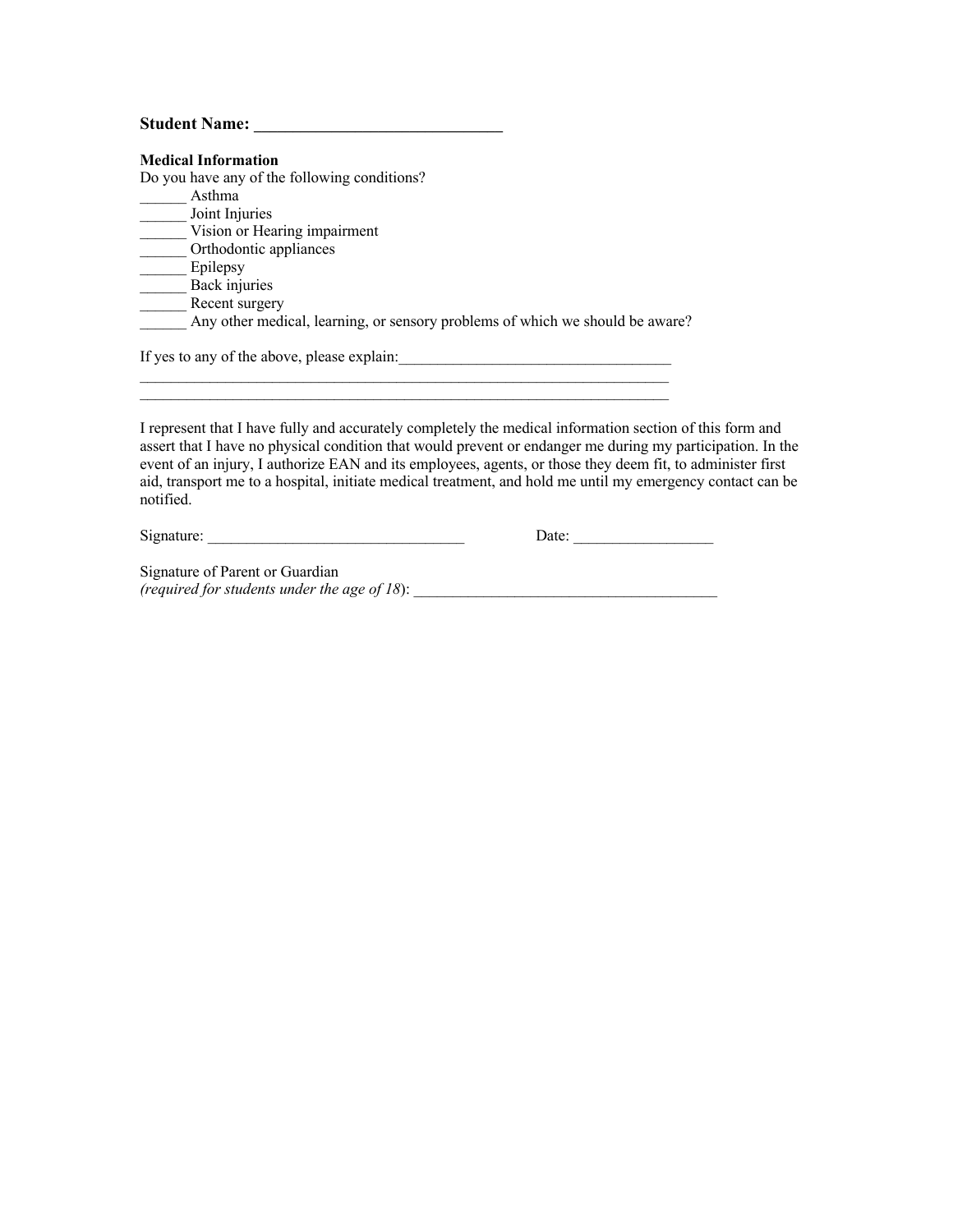**Student Name: ______________________________**

**Medical Information**

Do you have any of the following conditions?

______ Asthma
______ Joint Injuries
______ Vision or Hearing impairment
______ Orthodontic appliances
______ Epilepsy
______ Back injuries
______ Recent surgery
______ Any other medical, learning, or sensory problems of which we should be aware?

If yes to any of the above, please explain:___________________________________
________________________________________________________________________
________________________________________________________________________

I represent that I have fully and accurately completely the medical information section of this form and assert that I have no physical condition that would prevent or endanger me during my participation. In the event of an injury, I authorize EAN and its employees, agents, or those they deem fit, to administer first aid, transport me to a hospital, initiate medical treatment, and hold me until my emergency contact can be notified.

Signature: _________________________________ Date: __________________

Signature of Parent or Guardian
*(required for students under the age of 18)*: ________________________________________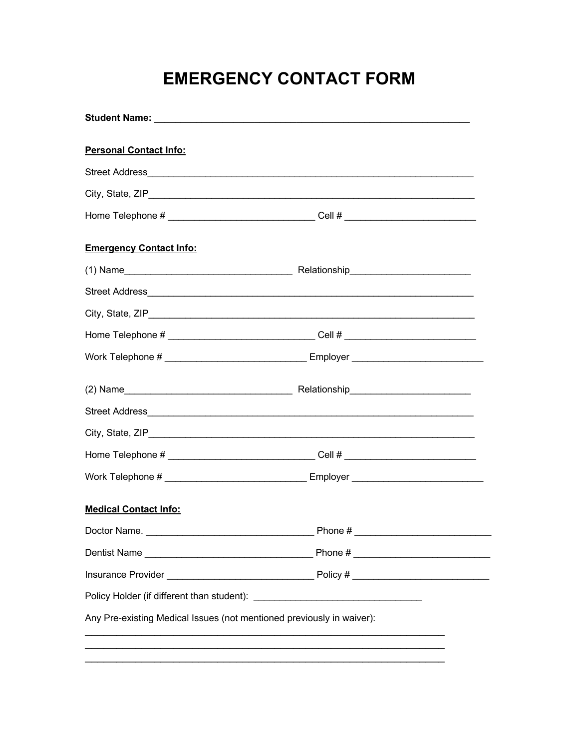# EMERGENCY CONTACT FORM

**Student Name: ____________________________________________________________**

**Personal Contact Info:**

Street Address_______________________________________________________________

City, State, ZIP______________________________________________________________

Home Telephone # ___________________________ Cell # ________________________

**Emergency Contact Info:**

(1) Name_______________________________ Relationship______________________

Street Address_______________________________________________________________

City, State, ZIP______________________________________________________________

Home Telephone # ___________________________ Cell # ________________________

Work Telephone # __________________________ Employer ________________________

(2) Name_______________________________ Relationship______________________

Street Address_______________________________________________________________

City, State, ZIP______________________________________________________________

Home Telephone # ___________________________ Cell # ________________________

Work Telephone # __________________________ Employer ________________________

**Medical Contact Info:**

Doctor Name. _______________________________ Phone # _________________________

Dentist Name _______________________________ Phone # _________________________

Insurance Provider ___________________________ Policy # _________________________

Policy Holder (if different than student): _______________________________

Any Pre-existing Medical Issues (not mentioned previously in waiver):

_________________________________________________________________

_________________________________________________________________

_________________________________________________________________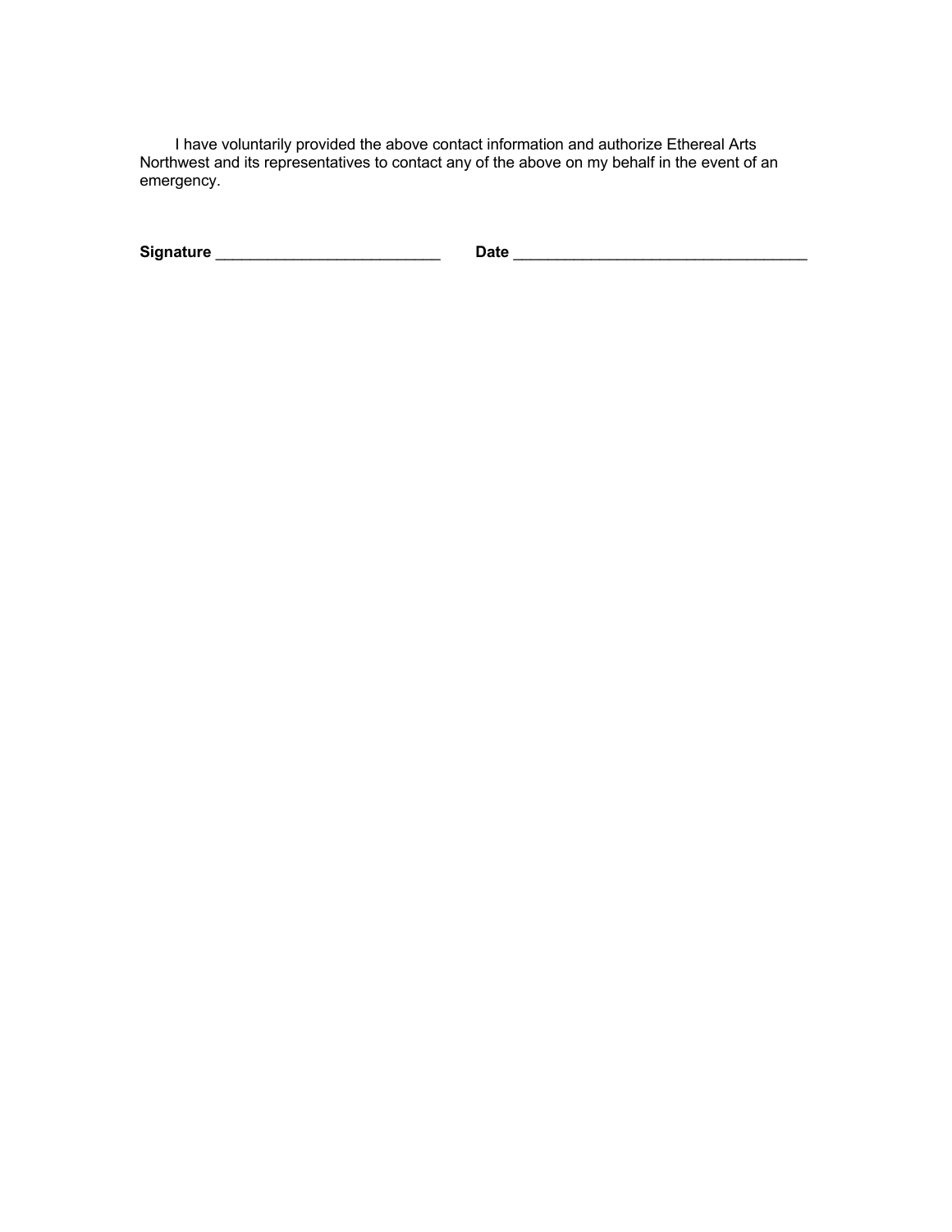I have voluntarily provided the above contact information and authorize Ethereal Arts Northwest and its representatives to contact any of the above on my behalf in the event of an emergency.

**Signature** ___________________________ **Date** ___________________________________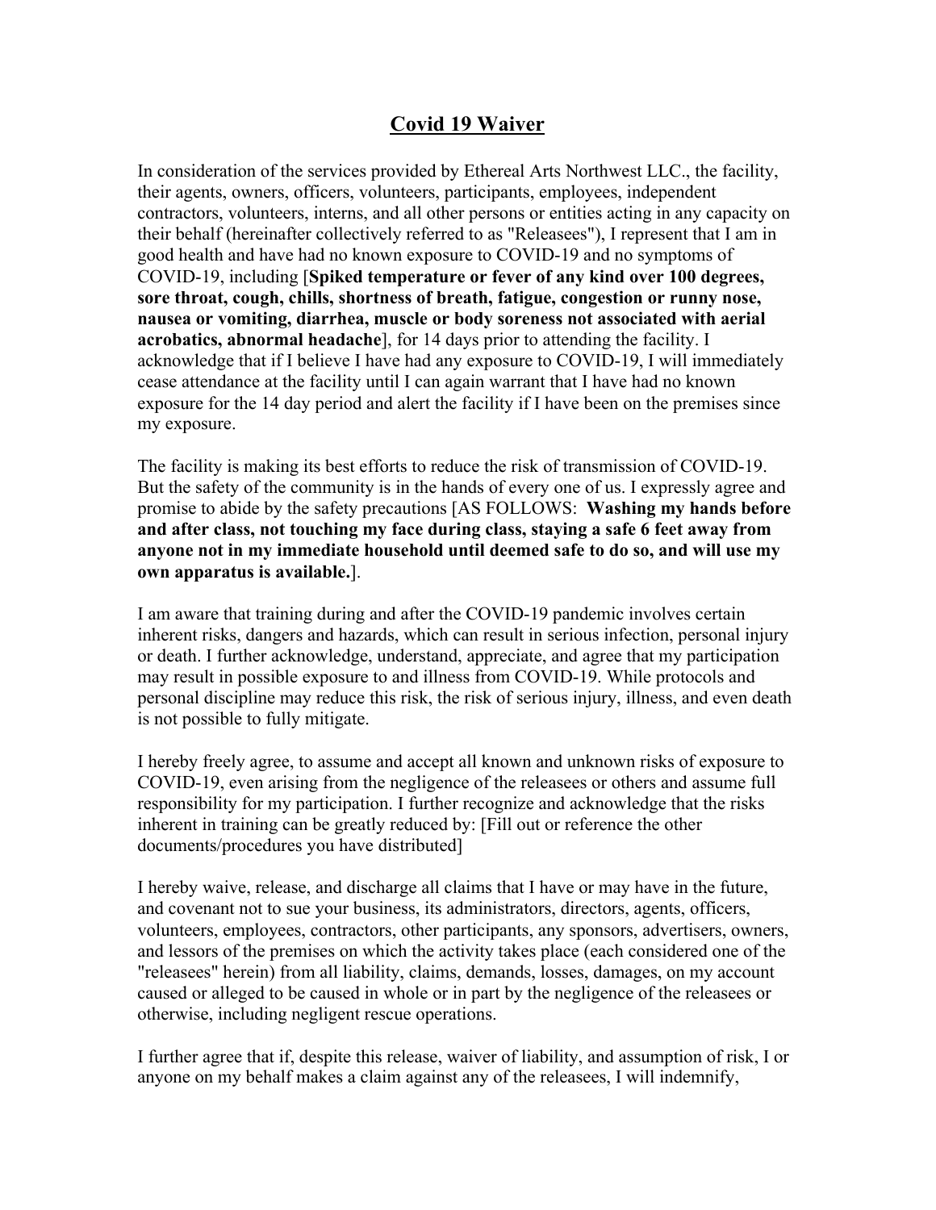# **Covid 19 Waiver**

In consideration of the services provided by Ethereal Arts Northwest LLC., the facility, their agents, owners, officers, volunteers, participants, employees, independent contractors, volunteers, interns, and all other persons or entities acting in any capacity on their behalf (hereinafter collectively referred to as "Releasees"), I represent that I am in good health and have had no known exposure to COVID-19 and no symptoms of COVID-19, including [**Spiked temperature or fever of any kind over 100 degrees, sore throat, cough, chills, shortness of breath, fatigue, congestion or runny nose, nausea or vomiting, diarrhea, muscle or body soreness not associated with aerial acrobatics, abnormal headache**], for 14 days prior to attending the facility. I acknowledge that if I believe I have had any exposure to COVID-19, I will immediately cease attendance at the facility until I can again warrant that I have had no known exposure for the 14 day period and alert the facility if I have been on the premises since my exposure.

The facility is making its best efforts to reduce the risk of transmission of COVID-19. But the safety of the community is in the hands of every one of us. I expressly agree and promise to abide by the safety precautions [AS FOLLOWS: **Washing my hands before and after class, not touching my face during class, staying a safe 6 feet away from anyone not in my immediate household until deemed safe to do so, and will use my own apparatus is available.**].

I am aware that training during and after the COVID-19 pandemic involves certain inherent risks, dangers and hazards, which can result in serious infection, personal injury or death. I further acknowledge, understand, appreciate, and agree that my participation may result in possible exposure to and illness from COVID-19. While protocols and personal discipline may reduce this risk, the risk of serious injury, illness, and even death is not possible to fully mitigate.

I hereby freely agree, to assume and accept all known and unknown risks of exposure to COVID-19, even arising from the negligence of the releasees or others and assume full responsibility for my participation. I further recognize and acknowledge that the risks inherent in training can be greatly reduced by: [Fill out or reference the other documents/procedures you have distributed]

I hereby waive, release, and discharge all claims that I have or may have in the future, and covenant not to sue your business, its administrators, directors, agents, officers, volunteers, employees, contractors, other participants, any sponsors, advertisers, owners, and lessors of the premises on which the activity takes place (each considered one of the "releasees" herein) from all liability, claims, demands, losses, damages, on my account caused or alleged to be caused in whole or in part by the negligence of the releasees or otherwise, including negligent rescue operations.

I further agree that if, despite this release, waiver of liability, and assumption of risk, I or anyone on my behalf makes a claim against any of the releasees, I will indemnify,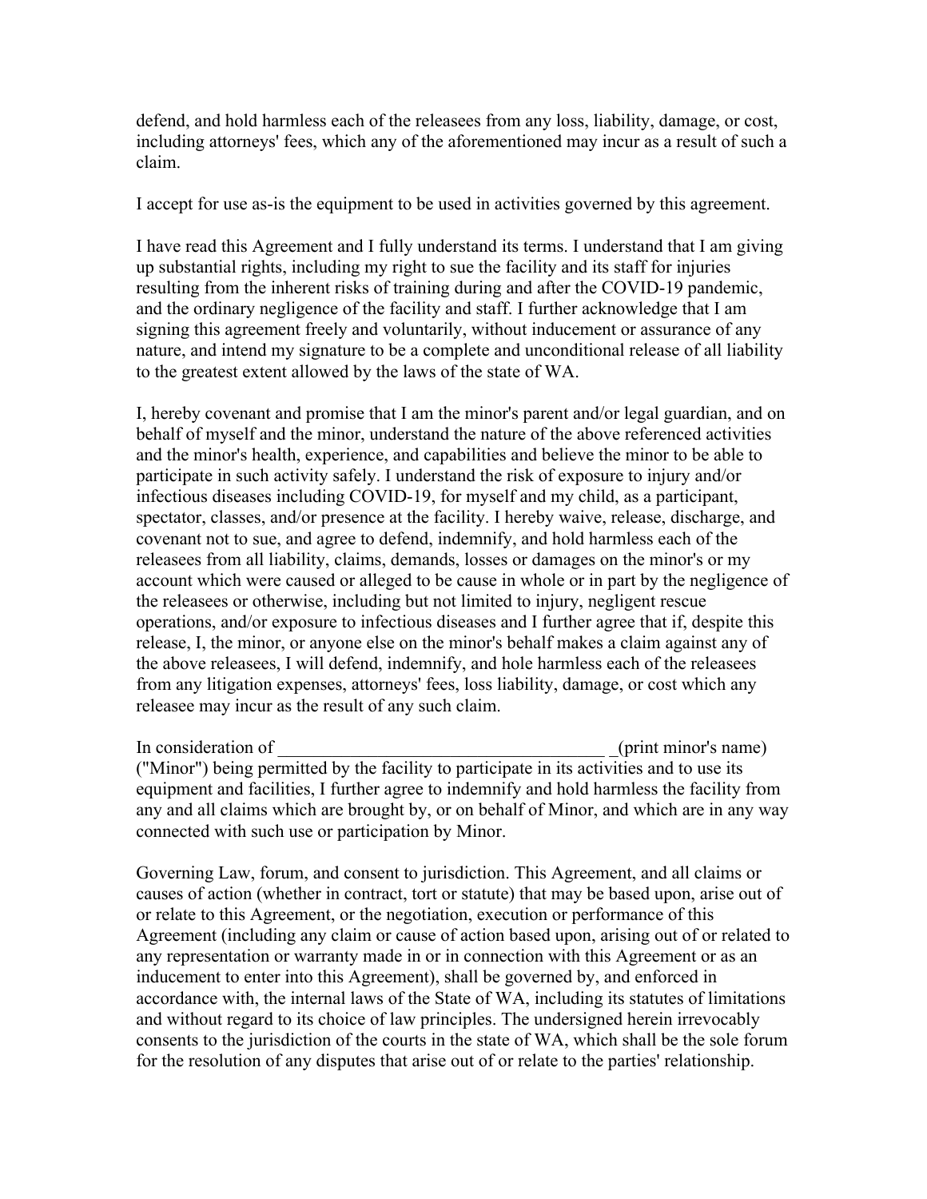defend, and hold harmless each of the releasees from any loss, liability, damage, or cost, including attorneys' fees, which any of the aforementioned may incur as a result of such a claim.

I accept for use as-is the equipment to be used in activities governed by this agreement.

I have read this Agreement and I fully understand its terms. I understand that I am giving up substantial rights, including my right to sue the facility and its staff for injuries resulting from the inherent risks of training during and after the COVID-19 pandemic, and the ordinary negligence of the facility and staff. I further acknowledge that I am signing this agreement freely and voluntarily, without inducement or assurance of any nature, and intend my signature to be a complete and unconditional release of all liability to the greatest extent allowed by the laws of the state of WA.

I, hereby covenant and promise that I am the minor's parent and/or legal guardian, and on behalf of myself and the minor, understand the nature of the above referenced activities and the minor's health, experience, and capabilities and believe the minor to be able to participate in such activity safely. I understand the risk of exposure to injury and/or infectious diseases including COVID-19, for myself and my child, as a participant, spectator, classes, and/or presence at the facility. I hereby waive, release, discharge, and covenant not to sue, and agree to defend, indemnify, and hold harmless each of the releasees from all liability, claims, demands, losses or damages on the minor's or my account which were caused or alleged to be cause in whole or in part by the negligence of the releasees or otherwise, including but not limited to injury, negligent rescue operations, and/or exposure to infectious diseases and I further agree that if, despite this release, I, the minor, or anyone else on the minor's behalf makes a claim against any of the above releasees, I will defend, indemnify, and hole harmless each of the releasees from any litigation expenses, attorneys' fees, loss liability, damage, or cost which any releasee may incur as the result of any such claim.

In consideration of ____________________________________ _(print minor's name) ("Minor") being permitted by the facility to participate in its activities and to use its equipment and facilities, I further agree to indemnify and hold harmless the facility from any and all claims which are brought by, or on behalf of Minor, and which are in any way connected with such use or participation by Minor.

Governing Law, forum, and consent to jurisdiction. This Agreement, and all claims or causes of action (whether in contract, tort or statute) that may be based upon, arise out of or relate to this Agreement, or the negotiation, execution or performance of this Agreement (including any claim or cause of action based upon, arising out of or related to any representation or warranty made in or in connection with this Agreement or as an inducement to enter into this Agreement), shall be governed by, and enforced in accordance with, the internal laws of the State of WA, including its statutes of limitations and without regard to its choice of law principles. The undersigned herein irrevocably consents to the jurisdiction of the courts in the state of WA, which shall be the sole forum for the resolution of any disputes that arise out of or relate to the parties' relationship.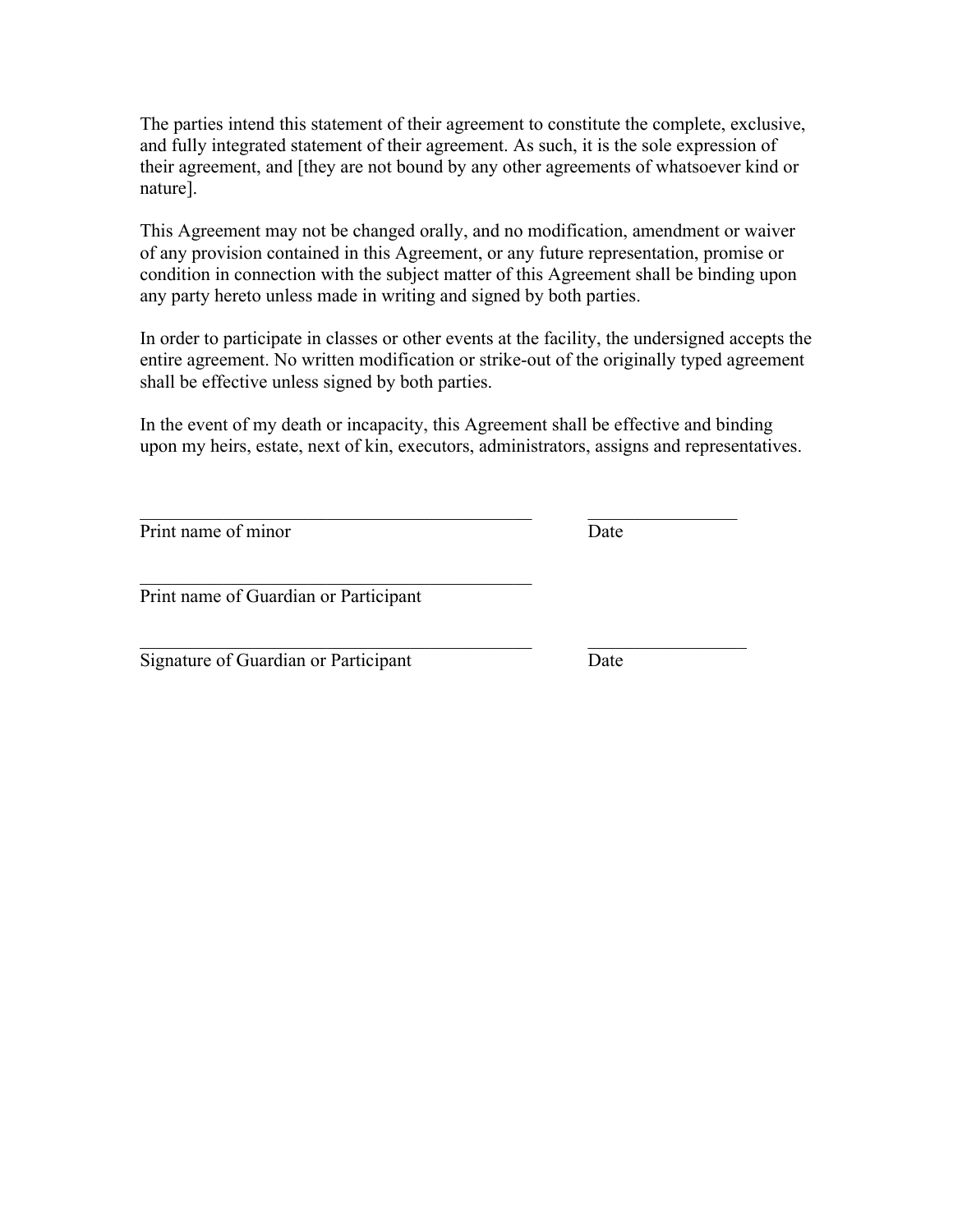The parties intend this statement of their agreement to constitute the complete, exclusive, and fully integrated statement of their agreement. As such, it is the sole expression of their agreement, and [they are not bound by any other agreements of whatsoever kind or nature].

This Agreement may not be changed orally, and no modification, amendment or waiver of any provision contained in this Agreement, or any future representation, promise or condition in connection with the subject matter of this Agreement shall be binding upon any party hereto unless made in writing and signed by both parties.

In order to participate in classes or other events at the facility, the undersigned accepts the entire agreement. No written modification or strike-out of the originally typed agreement shall be effective unless signed by both parties.

In the event of my death or incapacity, this Agreement shall be effective and binding upon my heirs, estate, next of kin, executors, administrators, assigns and representatives.

\_\_\_\_\_\_\_\_\_\_\_\_\_\_\_\_\_\_\_\_\_\_\_\_\_\_\_\_\_\_\_\_\_\_\_\_\_\_\_\_\_\_\_ \_\_\_\_\_\_\_\_\_\_\_\_\_\_\_\_

Print name of minor Date

\_\_\_\_\_\_\_\_\_\_\_\_\_\_\_\_\_\_\_\_\_\_\_\_\_\_\_\_\_\_\_\_\_\_\_\_\_\_\_\_\_\_\_

Print name of Guardian or Participant

\_\_\_\_\_\_\_\_\_\_\_\_\_\_\_\_\_\_\_\_\_\_\_\_\_\_\_\_\_\_\_\_\_\_\_\_\_\_\_\_\_\_\_ \_\_\_\_\_\_\_\_\_\_\_\_\_\_\_\_\_

Signature of Guardian or Participant Date